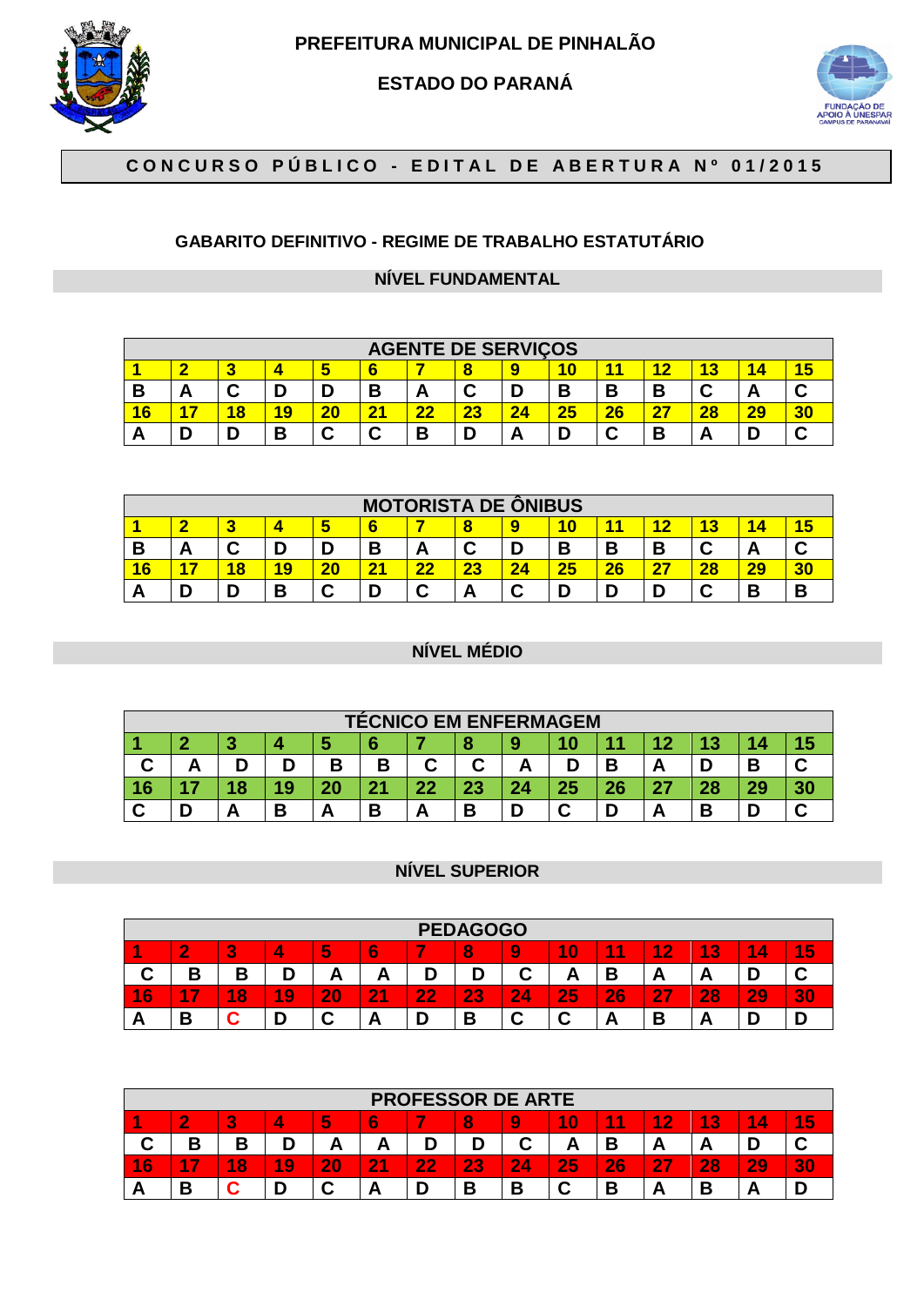# PREFEITURA MUNICIPAL DE PINHALÃO

## ESTADO DO PARANÁ

**CONCURSO PÚBLICO - EDITAL DE ABERTURA Nº 01/2015**

### GABARITO DEFINITIVO - REGIME DE TRABALHO ESTATUTÁRIO

### NÍVEL FUNDAMENTAL

| AGENTE DE SERVIÇOS | | | | | | | | | | | | | | |
|---|---|---|---|---|---|---|---|---|---|---|---|---|---|---|
| 1 | 2 | 3 | 4 | 5 | 6 | 7 | 8 | 9 | 10 | 11 | 12 | 13 | 14 | 15 |
| B | A | C | D | D | B | A | C | D | B | B | B | C | A | C |
| 16 | 17 | 18 | 19 | 20 | 21 | 22 | 23 | 24 | 25 | 26 | 27 | 28 | 29 | 30 |
| A | D | D | B | C | C | B | D | A | D | C | B | A | D | C |

| MOTORISTA DE ÔNIBUS | | | | | | | | | | | | | | |
|---|---|---|---|---|---|---|---|---|---|---|---|---|---|---|
| 1 | 2 | 3 | 4 | 5 | 6 | 7 | 8 | 9 | 10 | 11 | 12 | 13 | 14 | 15 |
| B | A | C | D | D | B | A | C | D | B | B | B | C | A | C |
| 16 | 17 | 18 | 19 | 20 | 21 | 22 | 23 | 24 | 25 | 26 | 27 | 28 | 29 | 30 |
| A | D | D | B | C | D | C | A | C | D | D | D | C | B | B |

### NÍVEL MÉDIO

| TÉCNICO EM ENFERMAGEM | | | | | | | | | | | | | | |
|---|---|---|---|---|---|---|---|---|---|---|---|---|---|---|
| 1 | 2 | 3 | 4 | 5 | 6 | 7 | 8 | 9 | 10 | 11 | 12 | 13 | 14 | 15 |
| C | A | D | D | B | B | C | C | A | D | B | A | D | B | C |
| 16 | 17 | 18 | 19 | 20 | 21 | 22 | 23 | 24 | 25 | 26 | 27 | 28 | 29 | 30 |
| C | D | A | B | A | B | A | B | D | C | D | A | B | D | C |

### NÍVEL SUPERIOR

| PEDAGOGO | | | | | | | | | | | | | | |
|---|---|---|---|---|---|---|---|---|---|---|---|---|---|---|
| 1 | 2 | 3 | 4 | 5 | 6 | 7 | 8 | 9 | 10 | 11 | 12 | 13 | 14 | 15 |
| C | B | B | D | A | A | D | D | C | A | B | A | A | D | C |
| 16 | 17 | 18 | 19 | 20 | 21 | 22 | 23 | 24 | 25 | 26 | 27 | 28 | 29 | 30 |
| A | B | C | D | C | A | D | B | C | C | A | B | A | D | D |

| PROFESSOR DE ARTE | | | | | | | | | | | | | | |
|---|---|---|---|---|---|---|---|---|---|---|---|---|---|---|
| 1 | 2 | 3 | 4 | 5 | 6 | 7 | 8 | 9 | 10 | 11 | 12 | 13 | 14 | 15 |
| C | B | B | D | A | A | D | D | C | A | B | A | A | D | C |
| 16 | 17 | 18 | 19 | 20 | 21 | 22 | 23 | 24 | 25 | 26 | 27 | 28 | 29 | 30 |
| A | B | C | D | C | A | D | B | B | C | B | A | B | A | D |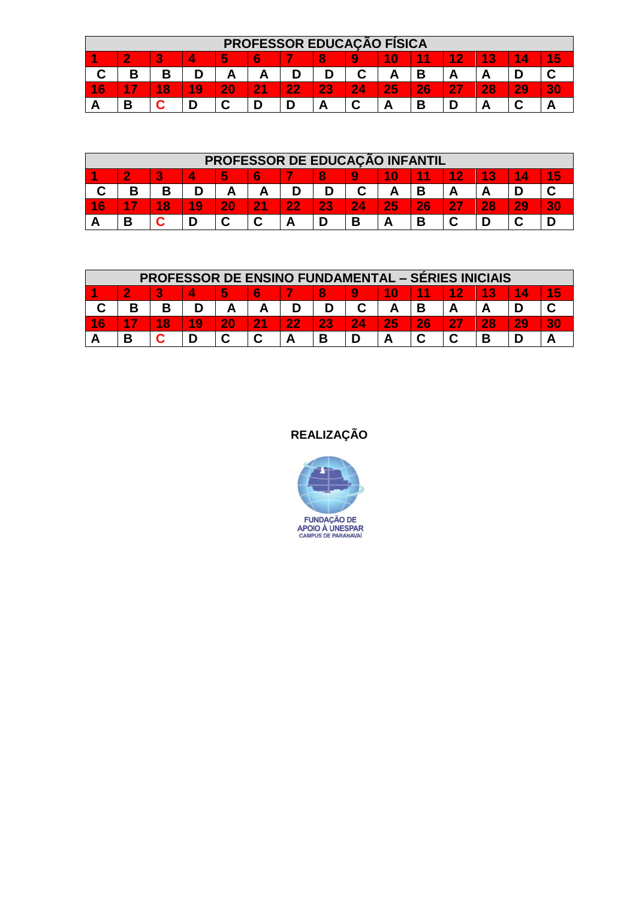| PROFESSOR EDUCAÇÃO FÍSICA | | | | | | | | | | | | | | |
|---|---|---|---|---|---|---|---|---|---|---|---|---|---|---|
| 1 | 2 | 3 | 4 | 5 | 6 | 7 | 8 | 9 | 10 | 11 | 12 | 13 | 14 | 15 |
| C | B | B | D | A | A | D | D | C | A | B | A | A | D | C |
| 16 | 17 | 18 | 19 | 20 | 21 | 22 | 23 | 24 | 25 | 26 | 27 | 28 | 29 | 30 |
| A | B | C | D | C | D | D | A | C | A | B | D | A | C | A |

| PROFESSOR DE EDUCAÇÃO INFANTIL | | | | | | | | | | | | | | |
|---|---|---|---|---|---|---|---|---|---|---|---|---|---|---|
| 1 | 2 | 3 | 4 | 5 | 6 | 7 | 8 | 9 | 10 | 11 | 12 | 13 | 14 | 15 |
| C | B | B | D | A | A | D | D | C | A | B | A | A | D | C |
| 16 | 17 | 18 | 19 | 20 | 21 | 22 | 23 | 24 | 25 | 26 | 27 | 28 | 29 | 30 |
| A | B | C | D | C | C | A | D | B | A | B | C | D | C | D |

| PROFESSOR DE ENSINO FUNDAMENTAL – SÉRIES INICIAIS | | | | | | | | | | | | | | |
|---|---|---|---|---|---|---|---|---|---|---|---|---|---|---|
| 1 | 2 | 3 | 4 | 5 | 6 | 7 | 8 | 9 | 10 | 11 | 12 | 13 | 14 | 15 |
| C | B | B | D | A | A | D | D | C | A | B | A | A | D | C |
| 16 | 17 | 18 | 19 | 20 | 21 | 22 | 23 | 24 | 25 | 26 | 27 | 28 | 29 | 30 |
| A | B | C | D | C | C | A | B | D | A | C | C | B | D | A |

**REALIZAÇÃO**

FUNDAÇÃO DE APOIO À UNESPAR
CAMPUS DE PARANAVAÍ